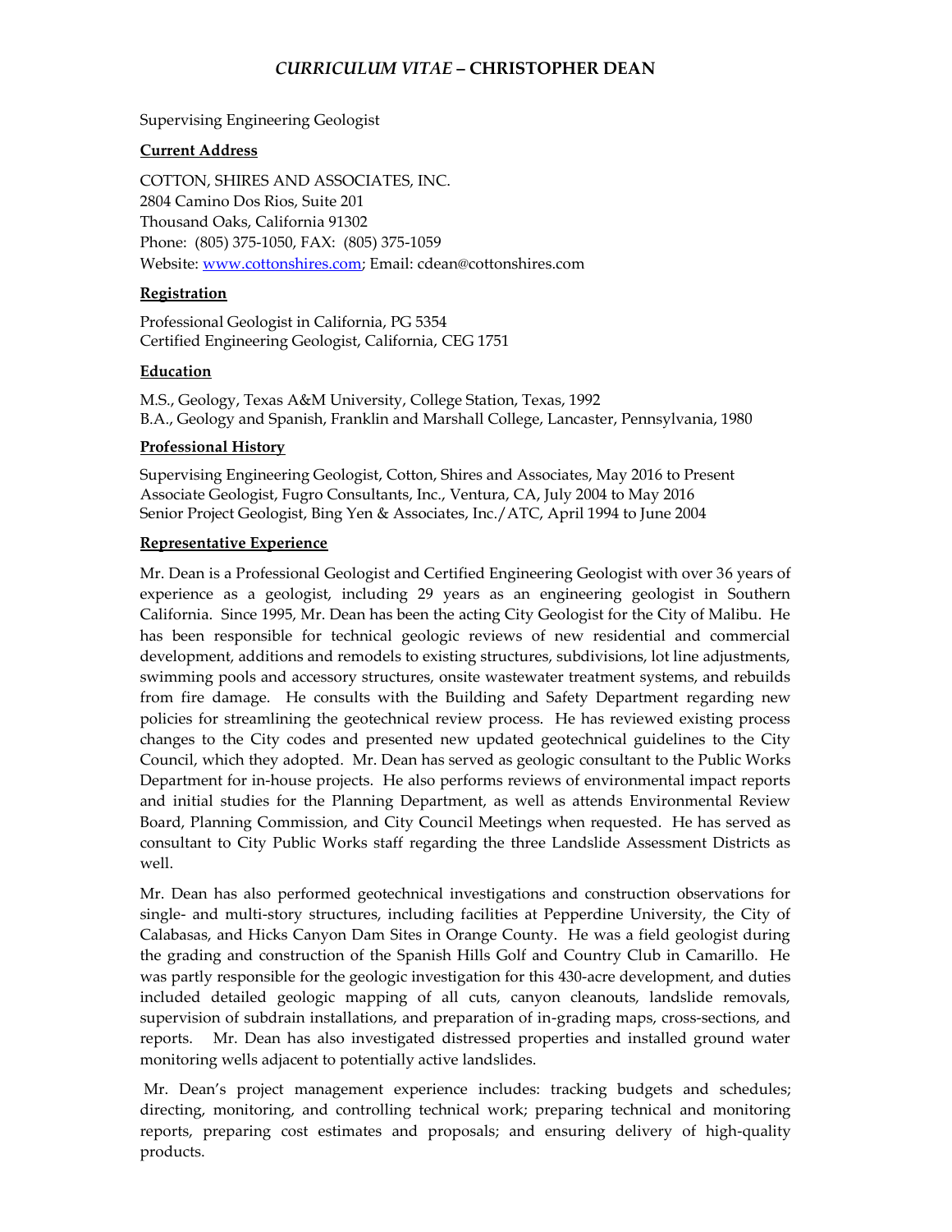# *CURRICULUM VITAE* – CHRISTOPHER DEAN

Supervising Engineering Geologist

## Current Address

COTTON, SHIRES AND ASSOCIATES, INC.
2804 Camino Dos Rios, Suite 201
Thousand Oaks, California 91302
Phone: (805) 375-1050, FAX: (805) 375-1059
Website: www.cottonshires.com; Email: cdean@cottonshires.com

## Registration

Professional Geologist in California, PG 5354
Certified Engineering Geologist, California, CEG 1751

## Education

M.S., Geology, Texas A&M University, College Station, Texas, 1992
B.A., Geology and Spanish, Franklin and Marshall College, Lancaster, Pennsylvania, 1980

## Professional History

Supervising Engineering Geologist, Cotton, Shires and Associates, May 2016 to Present
Associate Geologist, Fugro Consultants, Inc., Ventura, CA, July 2004 to May 2016
Senior Project Geologist, Bing Yen & Associates, Inc./ATC, April 1994 to June 2004

## Representative Experience

Mr. Dean is a Professional Geologist and Certified Engineering Geologist with over 36 years of experience as a geologist, including 29 years as an engineering geologist in Southern California. Since 1995, Mr. Dean has been the acting City Geologist for the City of Malibu. He has been responsible for technical geologic reviews of new residential and commercial development, additions and remodels to existing structures, subdivisions, lot line adjustments, swimming pools and accessory structures, onsite wastewater treatment systems, and rebuilds from fire damage. He consults with the Building and Safety Department regarding new policies for streamlining the geotechnical review process. He has reviewed existing process changes to the City codes and presented new updated geotechnical guidelines to the City Council, which they adopted. Mr. Dean has served as geologic consultant to the Public Works Department for in-house projects. He also performs reviews of environmental impact reports and initial studies for the Planning Department, as well as attends Environmental Review Board, Planning Commission, and City Council Meetings when requested. He has served as consultant to City Public Works staff regarding the three Landslide Assessment Districts as well.

Mr. Dean has also performed geotechnical investigations and construction observations for single- and multi-story structures, including facilities at Pepperdine University, the City of Calabasas, and Hicks Canyon Dam Sites in Orange County. He was a field geologist during the grading and construction of the Spanish Hills Golf and Country Club in Camarillo. He was partly responsible for the geologic investigation for this 430-acre development, and duties included detailed geologic mapping of all cuts, canyon cleanouts, landslide removals, supervision of subdrain installations, and preparation of in-grading maps, cross-sections, and reports. Mr. Dean has also investigated distressed properties and installed ground water monitoring wells adjacent to potentially active landslides.

Mr. Dean's project management experience includes: tracking budgets and schedules; directing, monitoring, and controlling technical work; preparing technical and monitoring reports, preparing cost estimates and proposals; and ensuring delivery of high-quality products.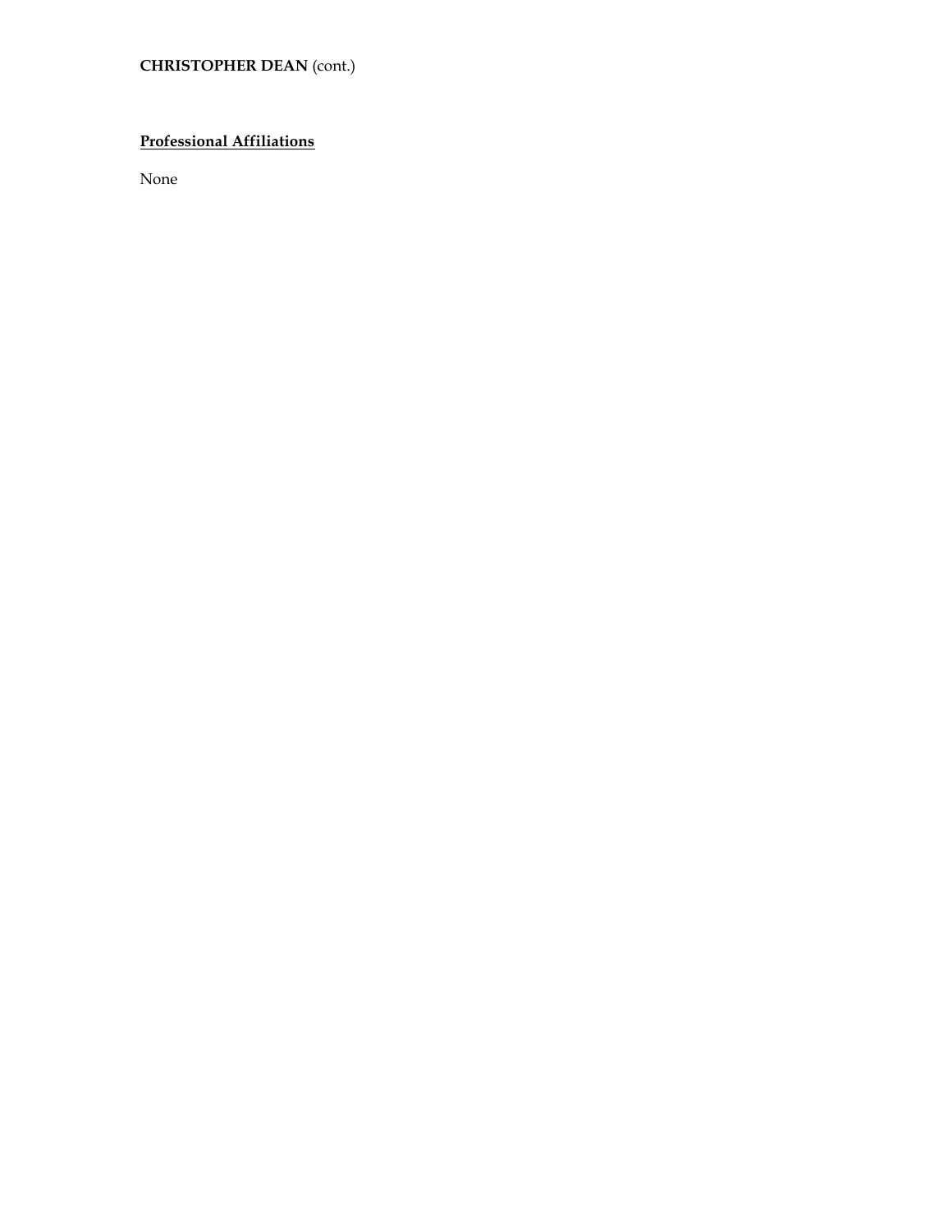**Professional Affiliations**

None